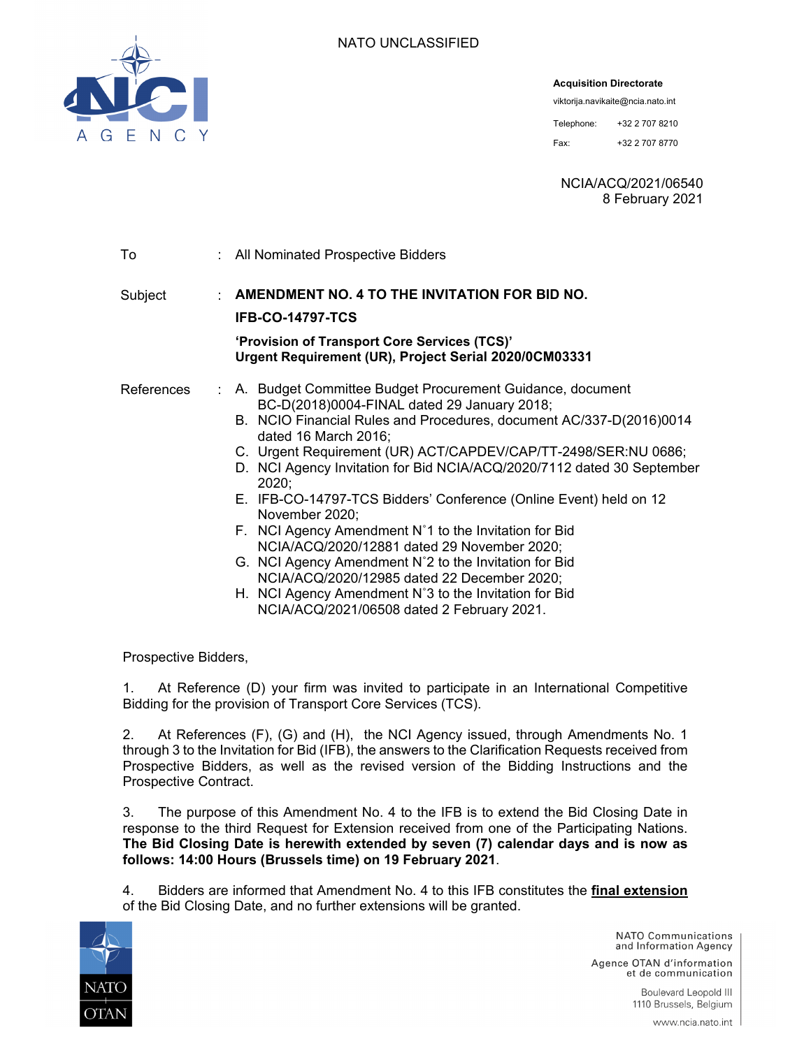NATO UNCLASSIFIED

**Acquisition Directorate**

viktorija.navikaite@ncia.nato.int

Telephone: +32 2 707 8210

Fax: +32 2 707 8770

NCIA/ACQ/2021/06540
8 February 2021

To : All Nominated Prospective Bidders

Subject : **AMENDMENT NO. 4 TO THE INVITATION FOR BID NO. IFB-CO-14797-TCS**

**'Provision of Transport Core Services (TCS)'**
**Urgent Requirement (UR), Project Serial 2020/0CM03331**

References :

A. Budget Committee Budget Procurement Guidance, document BC-D(2018)0004-FINAL dated 29 January 2018;
B. NCIO Financial Rules and Procedures, document AC/337-D(2016)0014 dated 16 March 2016;
C. Urgent Requirement (UR) ACT/CAPDEV/CAP/TT-2498/SER:NU 0686;
D. NCI Agency Invitation for Bid NCIA/ACQ/2020/7112 dated 30 September 2020;
E. IFB-CO-14797-TCS Bidders' Conference (Online Event) held on 12 November 2020;
F. NCI Agency Amendment N˚1 to the Invitation for Bid NCIA/ACQ/2020/12881 dated 29 November 2020;
G. NCI Agency Amendment N˚2 to the Invitation for Bid NCIA/ACQ/2020/12985 dated 22 December 2020;
H. NCI Agency Amendment N˚3 to the Invitation for Bid NCIA/ACQ/2021/06508 dated 2 February 2021.

Prospective Bidders,

1. At Reference (D) your firm was invited to participate in an International Competitive Bidding for the provision of Transport Core Services (TCS).

2. At References (F), (G) and (H), the NCI Agency issued, through Amendments No. 1 through 3 to the Invitation for Bid (IFB), the answers to the Clarification Requests received from Prospective Bidders, as well as the revised version of the Bidding Instructions and the Prospective Contract.

3. The purpose of this Amendment No. 4 to the IFB is to extend the Bid Closing Date in response to the third Request for Extension received from one of the Participating Nations. **The Bid Closing Date is herewith extended by seven (7) calendar days and is now as follows: 14:00 Hours (Brussels time) on 19 February 2021**.

4. Bidders are informed that Amendment No. 4 to this IFB constitutes the **final extension** of the Bid Closing Date, and no further extensions will be granted.

NATO Communications and Information Agency
Agence OTAN d'information et de communication
Boulevard Leopold III
1110 Brussels, Belgium
www.ncia.nato.int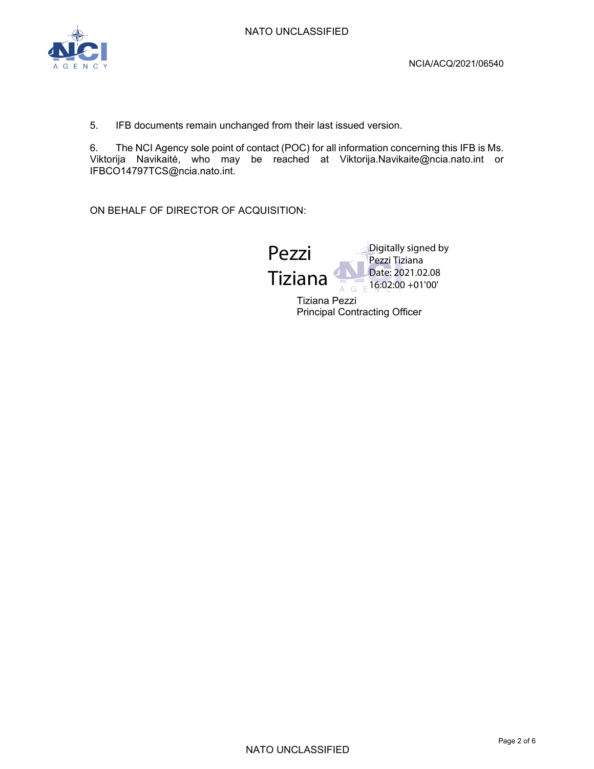5. IFB documents remain unchanged from their last issued version.

6. The NCI Agency sole point of contact (POC) for all information concerning this IFB is Ms. Viktorija Navikaitė, who may be reached at Viktorija.Navikaite@ncia.nato.int or IFBCO14797TCS@ncia.nato.int.

ON BEHALF OF DIRECTOR OF ACQUISITION:

Pezzi Tiziana

Digitally signed by Pezzi Tiziana
Date: 2021.02.08 16:02:00 +01'00'

Tiziana Pezzi
Principal Contracting Officer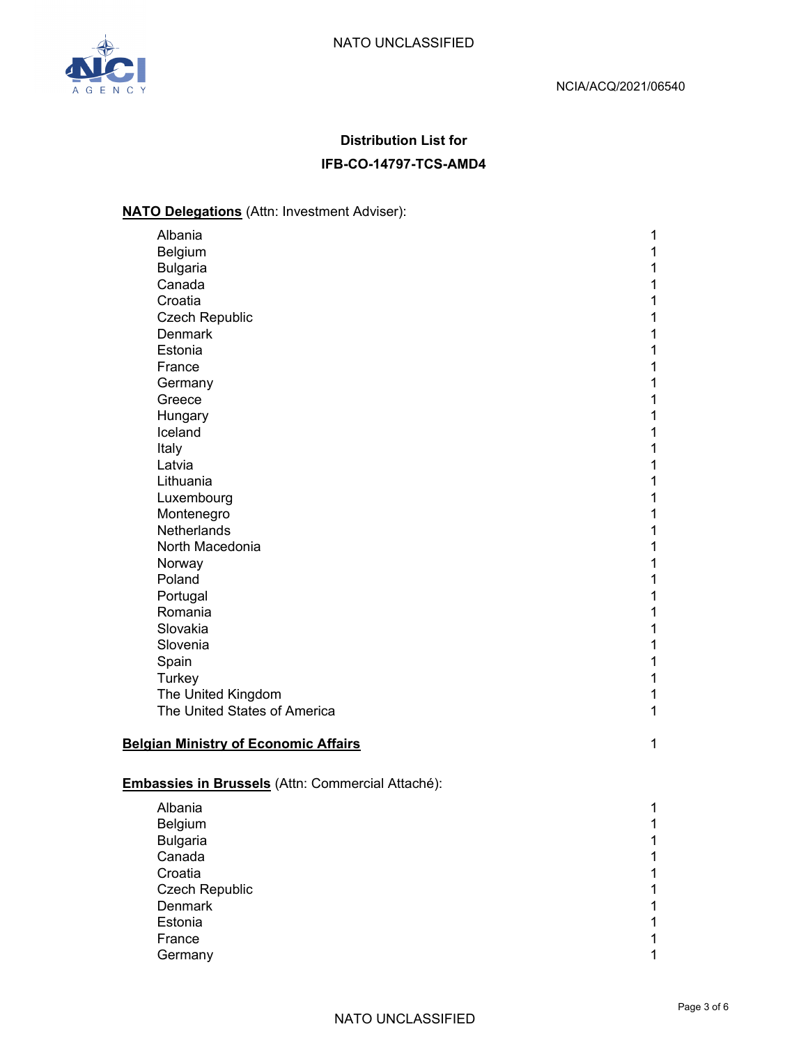NCIA/ACQ/2021/06540

**Distribution List for**

**IFB-CO-14797-TCS-AMD4**

**NATO Delegations** (Attn: Investment Adviser):

| | |
|---|---|
| Albania | 1 |
| Belgium | 1 |
| Bulgaria | 1 |
| Canada | 1 |
| Croatia | 1 |
| Czech Republic | 1 |
| Denmark | 1 |
| Estonia | 1 |
| France | 1 |
| Germany | 1 |
| Greece | 1 |
| Hungary | 1 |
| Iceland | 1 |
| Italy | 1 |
| Latvia | 1 |
| Lithuania | 1 |
| Luxembourg | 1 |
| Montenegro | 1 |
| Netherlands | 1 |
| North Macedonia | 1 |
| Norway | 1 |
| Poland | 1 |
| Portugal | 1 |
| Romania | 1 |
| Slovakia | 1 |
| Slovenia | 1 |
| Spain | 1 |
| Turkey | 1 |
| The United Kingdom | 1 |
| The United States of America | 1 |

**Belgian Ministry of Economic Affairs** 1

**Embassies in Brussels** (Attn: Commercial Attaché):

| | |
|---|---|
| Albania | 1 |
| Belgium | 1 |
| Bulgaria | 1 |
| Canada | 1 |
| Croatia | 1 |
| Czech Republic | 1 |
| Denmark | 1 |
| Estonia | 1 |
| France | 1 |
| Germany | 1 |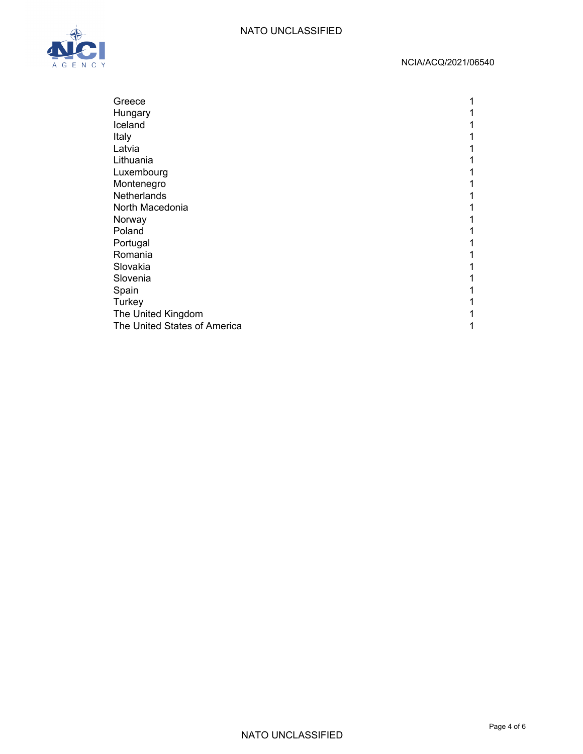| | |
|---|---|
| Greece | 1 |
| Hungary | 1 |
| Iceland | 1 |
| Italy | 1 |
| Latvia | 1 |
| Lithuania | 1 |
| Luxembourg | 1 |
| Montenegro | 1 |
| Netherlands | 1 |
| North Macedonia | 1 |
| Norway | 1 |
| Poland | 1 |
| Portugal | 1 |
| Romania | 1 |
| Slovakia | 1 |
| Slovenia | 1 |
| Spain | 1 |
| Turkey | 1 |
| The United Kingdom | 1 |
| The United States of America | 1 |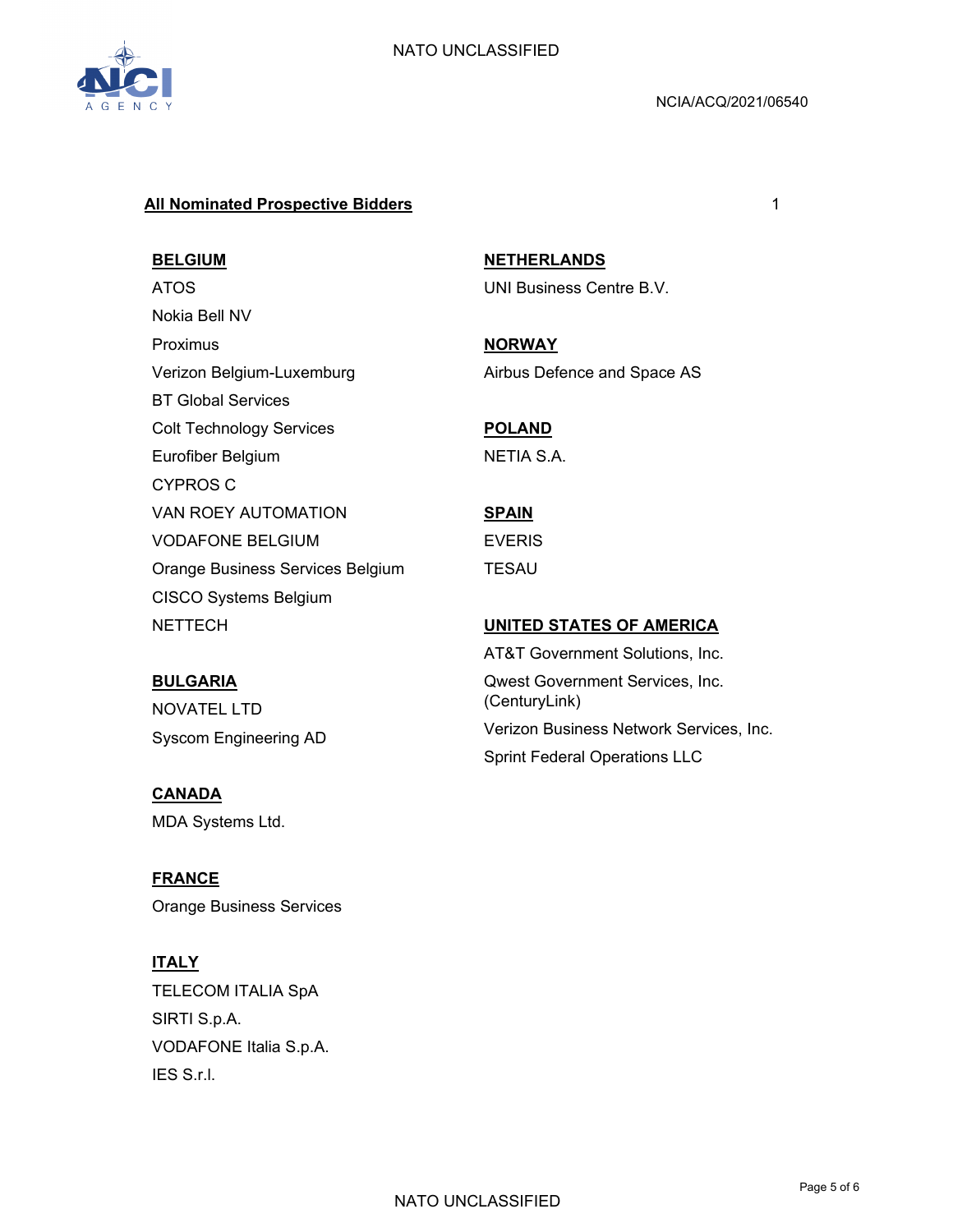**All Nominated Prospective Bidders** 1

**BELGIUM**

ATOS
Nokia Bell NV
Proximus
Verizon Belgium-Luxemburg
BT Global Services
Colt Technology Services
Eurofiber Belgium
CYPROS C
VAN ROEY AUTOMATION
VODAFONE BELGIUM
Orange Business Services Belgium
CISCO Systems Belgium
NETTECH

**BULGARIA**

NOVATEL LTD
Syscom Engineering AD

**CANADA**

MDA Systems Ltd.

**FRANCE**

Orange Business Services

**ITALY**

TELECOM ITALIA SpA
SIRTI S.p.A.
VODAFONE Italia S.p.A.
IES S.r.l.

**NETHERLANDS**

UNI Business Centre B.V.

**NORWAY**

Airbus Defence and Space AS

**POLAND**

NETIA S.A.

**SPAIN**

EVERIS
TESAU

**UNITED STATES OF AMERICA**

AT&T Government Solutions, Inc.
Qwest Government Services, Inc. (CenturyLink)
Verizon Business Network Services, Inc.
Sprint Federal Operations LLC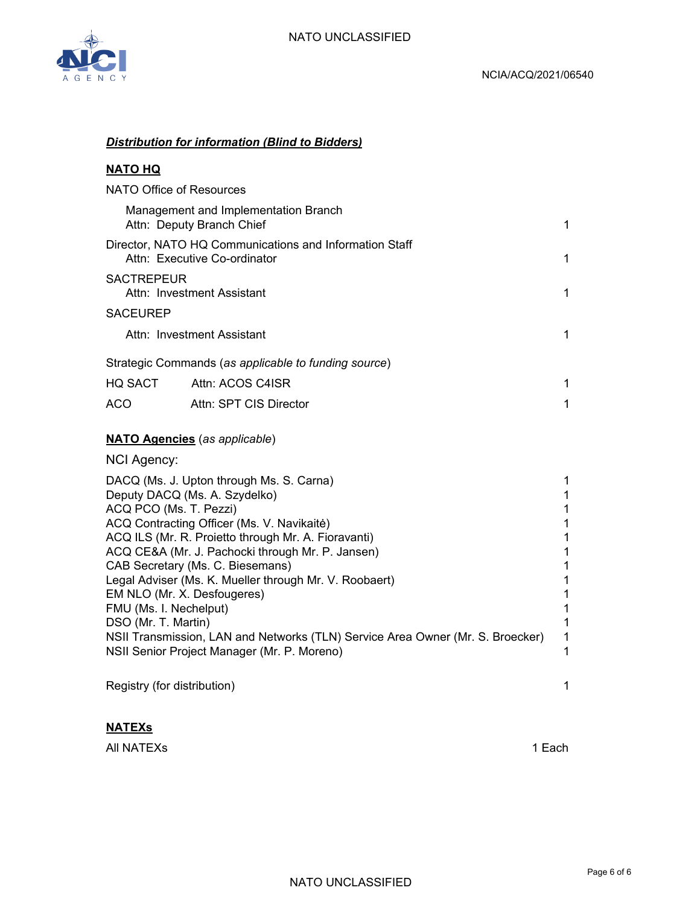NCIA/ACQ/2021/06540

***<u>Distribution for information (Blind to Bidders)</u>***

**<u>NATO HQ</u>**

NATO Office of Resources

| | |
|---|---|
| Management and Implementation Branch<br>Attn: Deputy Branch Chief | 1 |
| Director, NATO HQ Communications and Information Staff<br>Attn: Executive Co-ordinator | 1 |
| SACTREPEUR<br>Attn: Investment Assistant | 1 |
| SACEUREP<br>Attn: Investment Assistant | 1 |

Strategic Commands (*as applicable to funding source*)

| | | |
|---|---|---|
| HQ SACT | Attn: ACOS C4ISR | 1 |
| ACO | Attn: SPT CIS Director | 1 |

**<u>NATO Agencies</u>** (*as applicable*)

NCI Agency:

| | |
|---|---|
| DACQ (Ms. J. Upton through Ms. S. Carna) | 1 |
| Deputy DACQ (Ms. A. Szydelko) | 1 |
| ACQ PCO (Ms. T. Pezzi) | 1 |
| ACQ Contracting Officer (Ms. V. Navikaitė) | 1 |
| ACQ ILS (Mr. R. Proietto through Mr. A. Fioravanti) | 1 |
| ACQ CE&A (Mr. J. Pachocki through Mr. P. Jansen) | 1 |
| CAB Secretary (Ms. C. Biesemans) | 1 |
| Legal Adviser (Ms. K. Mueller through Mr. V. Roobaert) | 1 |
| EM NLO (Mr. X. Desfougeres) | 1 |
| FMU (Ms. I. Nechelput) | 1 |
| DSO (Mr. T. Martin) | 1 |
| NSII Transmission, LAN and Networks (TLN) Service Area Owner (Mr. S. Broecker) | 1 |
| NSII Senior Project Manager (Mr. P. Moreno) | 1 |
| Registry (for distribution) | 1 |

**<u>NATEXs</u>**

| | |
|---|---|
| All NATEXs | 1 Each |